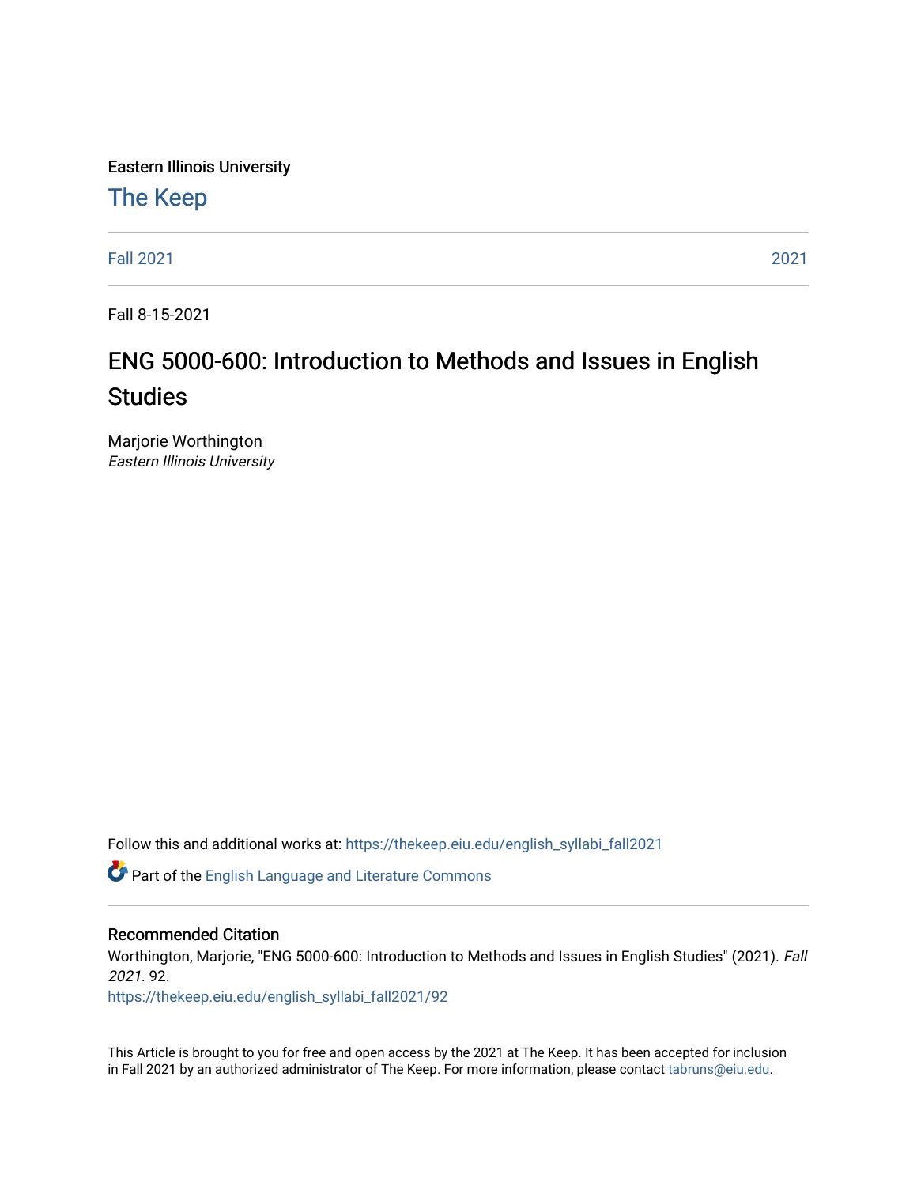Eastern Illinois University

# The Keep

Fall 2021 | 2021

Fall 8-15-2021

# ENG 5000-600: Introduction to Methods and Issues in English Studies

Marjorie Worthington
*Eastern Illinois University*

Follow this and additional works at: https://thekeep.eiu.edu/english_syllabi_fall2021

Part of the English Language and Literature Commons

## Recommended Citation

Worthington, Marjorie, "ENG 5000-600: Introduction to Methods and Issues in English Studies" (2021). *Fall 2021*. 92.
https://thekeep.eiu.edu/english_syllabi_fall2021/92

This Article is brought to you for free and open access by the 2021 at The Keep. It has been accepted for inclusion in Fall 2021 by an authorized administrator of The Keep. For more information, please contact tabruns@eiu.edu.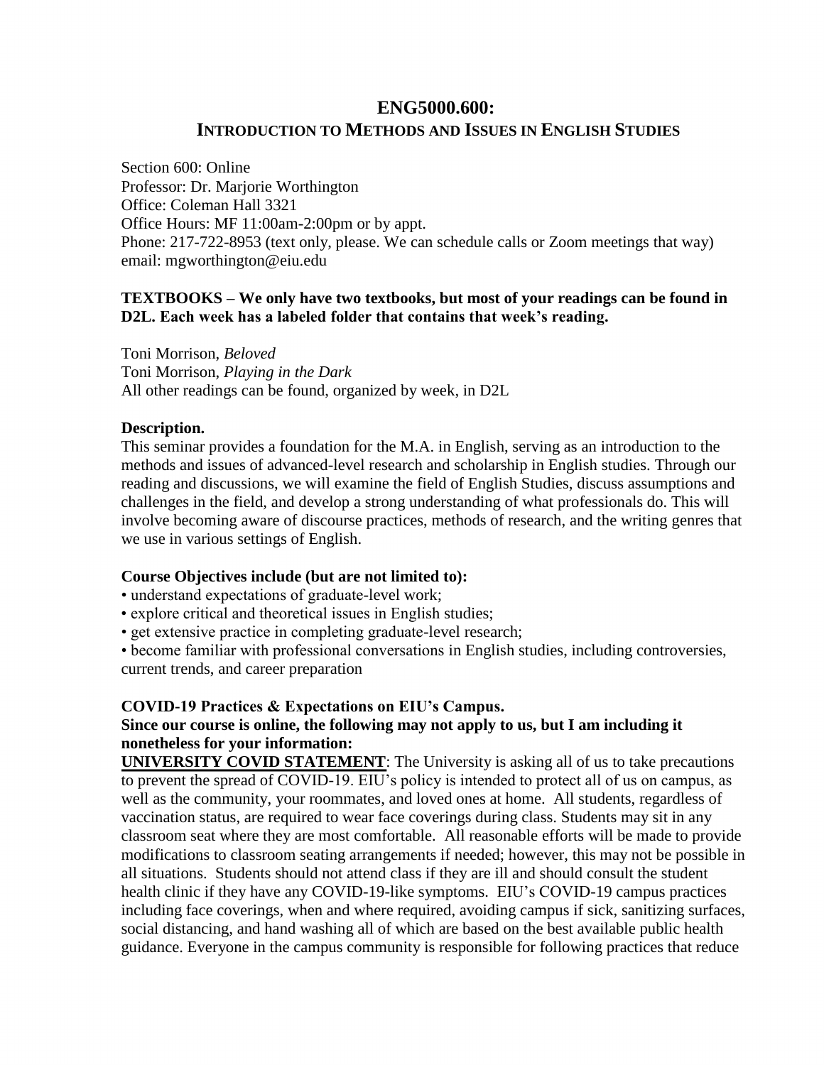# ENG5000.600:

## INTRODUCTION TO METHODS AND ISSUES IN ENGLISH STUDIES

Section 600: Online
Professor: Dr. Marjorie Worthington
Office: Coleman Hall 3321
Office Hours: MF 11:00am-2:00pm or by appt.
Phone: 217-722-8953 (text only, please. We can schedule calls or Zoom meetings that way)
email: mgworthington@eiu.edu

**TEXTBOOKS – We only have two textbooks, but most of your readings can be found in D2L. Each week has a labeled folder that contains that week's reading.**

Toni Morrison, *Beloved*
Toni Morrison, *Playing in the Dark*
All other readings can be found, organized by week, in D2L

**Description.**

This seminar provides a foundation for the M.A. in English, serving as an introduction to the methods and issues of advanced-level research and scholarship in English studies. Through our reading and discussions, we will examine the field of English Studies, discuss assumptions and challenges in the field, and develop a strong understanding of what professionals do. This will involve becoming aware of discourse practices, methods of research, and the writing genres that we use in various settings of English.

**Course Objectives include (but are not limited to):**

- understand expectations of graduate-level work;
- explore critical and theoretical issues in English studies;
- get extensive practice in completing graduate-level research;
- become familiar with professional conversations in English studies, including controversies, current trends, and career preparation

**COVID-19 Practices & Expectations on EIU's Campus.**

**Since our course is online, the following may not apply to us, but I am including it nonetheless for your information:**

**UNIVERSITY COVID STATEMENT**: The University is asking all of us to take precautions to prevent the spread of COVID-19. EIU's policy is intended to protect all of us on campus, as well as the community, your roommates, and loved ones at home. All students, regardless of vaccination status, are required to wear face coverings during class. Students may sit in any classroom seat where they are most comfortable. All reasonable efforts will be made to provide modifications to classroom seating arrangements if needed; however, this may not be possible in all situations. Students should not attend class if they are ill and should consult the student health clinic if they have any COVID-19-like symptoms. EIU's COVID-19 campus practices including face coverings, when and where required, avoiding campus if sick, sanitizing surfaces, social distancing, and hand washing all of which are based on the best available public health guidance. Everyone in the campus community is responsible for following practices that reduce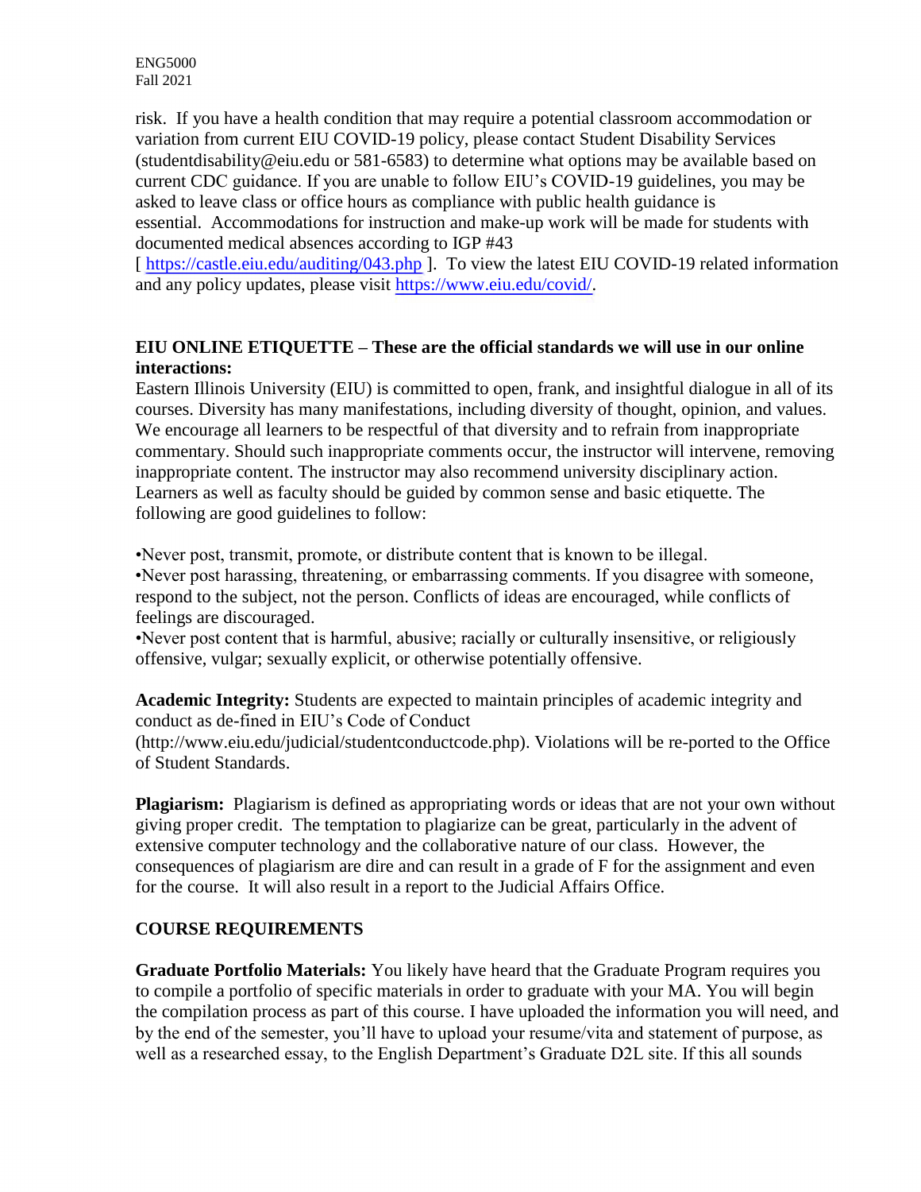risk. If you have a health condition that may require a potential classroom accommodation or variation from current EIU COVID-19 policy, please contact Student Disability Services (studentdisability@eiu.edu or 581-6583) to determine what options may be available based on current CDC guidance. If you are unable to follow EIU's COVID-19 guidelines, you may be asked to leave class or office hours as compliance with public health guidance is essential. Accommodations for instruction and make-up work will be made for students with documented medical absences according to IGP #43 [ https://castle.eiu.edu/auditing/043.php ]. To view the latest EIU COVID-19 related information and any policy updates, please visit https://www.eiu.edu/covid/.

**EIU ONLINE ETIQUETTE – These are the official standards we will use in our online interactions:**

Eastern Illinois University (EIU) is committed to open, frank, and insightful dialogue in all of its courses. Diversity has many manifestations, including diversity of thought, opinion, and values. We encourage all learners to be respectful of that diversity and to refrain from inappropriate commentary. Should such inappropriate comments occur, the instructor will intervene, removing inappropriate content. The instructor may also recommend university disciplinary action. Learners as well as faculty should be guided by common sense and basic etiquette. The following are good guidelines to follow:

•Never post, transmit, promote, or distribute content that is known to be illegal.
•Never post harassing, threatening, or embarrassing comments. If you disagree with someone, respond to the subject, not the person. Conflicts of ideas are encouraged, while conflicts of feelings are discouraged.
•Never post content that is harmful, abusive; racially or culturally insensitive, or religiously offensive, vulgar; sexually explicit, or otherwise potentially offensive.

**Academic Integrity:** Students are expected to maintain principles of academic integrity and conduct as de-fined in EIU's Code of Conduct (http://www.eiu.edu/judicial/studentconductcode.php). Violations will be re-ported to the Office of Student Standards.

**Plagiarism:** Plagiarism is defined as appropriating words or ideas that are not your own without giving proper credit. The temptation to plagiarize can be great, particularly in the advent of extensive computer technology and the collaborative nature of our class. However, the consequences of plagiarism are dire and can result in a grade of F for the assignment and even for the course. It will also result in a report to the Judicial Affairs Office.

## COURSE REQUIREMENTS

**Graduate Portfolio Materials:** You likely have heard that the Graduate Program requires you to compile a portfolio of specific materials in order to graduate with your MA. You will begin the compilation process as part of this course. I have uploaded the information you will need, and by the end of the semester, you'll have to upload your resume/vita and statement of purpose, as well as a researched essay, to the English Department's Graduate D2L site. If this all sounds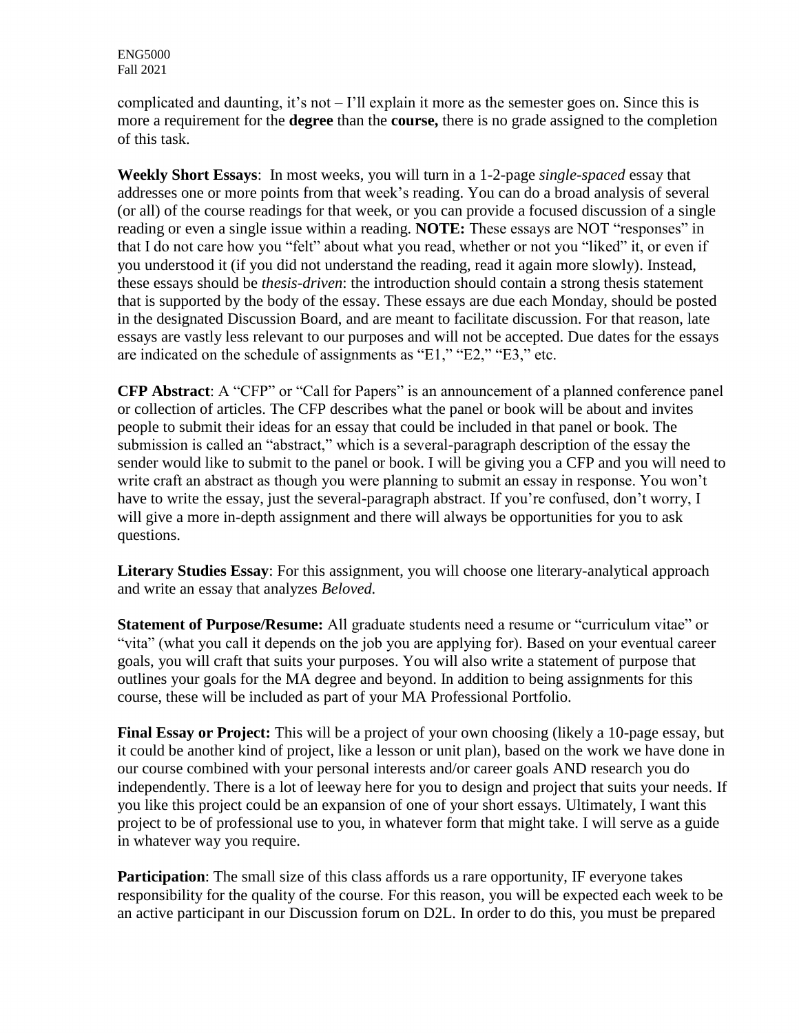complicated and daunting, it's not – I'll explain it more as the semester goes on. Since this is more a requirement for the **degree** than the **course,** there is no grade assigned to the completion of this task.

**Weekly Short Essays**: In most weeks, you will turn in a 1-2-page *single-spaced* essay that addresses one or more points from that week's reading. You can do a broad analysis of several (or all) of the course readings for that week, or you can provide a focused discussion of a single reading or even a single issue within a reading. **NOTE:** These essays are NOT "responses" in that I do not care how you "felt" about what you read, whether or not you "liked" it, or even if you understood it (if you did not understand the reading, read it again more slowly). Instead, these essays should be *thesis-driven*: the introduction should contain a strong thesis statement that is supported by the body of the essay. These essays are due each Monday, should be posted in the designated Discussion Board, and are meant to facilitate discussion. For that reason, late essays are vastly less relevant to our purposes and will not be accepted. Due dates for the essays are indicated on the schedule of assignments as "E1," "E2," "E3," etc.

**CFP Abstract**: A "CFP" or "Call for Papers" is an announcement of a planned conference panel or collection of articles. The CFP describes what the panel or book will be about and invites people to submit their ideas for an essay that could be included in that panel or book. The submission is called an "abstract," which is a several-paragraph description of the essay the sender would like to submit to the panel or book. I will be giving you a CFP and you will need to write craft an abstract as though you were planning to submit an essay in response. You won't have to write the essay, just the several-paragraph abstract. If you're confused, don't worry, I will give a more in-depth assignment and there will always be opportunities for you to ask questions.

**Literary Studies Essay**: For this assignment, you will choose one literary-analytical approach and write an essay that analyzes *Beloved.*

**Statement of Purpose/Resume:** All graduate students need a resume or "curriculum vitae" or "vita" (what you call it depends on the job you are applying for). Based on your eventual career goals, you will craft that suits your purposes. You will also write a statement of purpose that outlines your goals for the MA degree and beyond. In addition to being assignments for this course, these will be included as part of your MA Professional Portfolio.

**Final Essay or Project:** This will be a project of your own choosing (likely a 10-page essay, but it could be another kind of project, like a lesson or unit plan), based on the work we have done in our course combined with your personal interests and/or career goals AND research you do independently. There is a lot of leeway here for you to design and project that suits your needs. If you like this project could be an expansion of one of your short essays. Ultimately, I want this project to be of professional use to you, in whatever form that might take. I will serve as a guide in whatever way you require.

**Participation**: The small size of this class affords us a rare opportunity, IF everyone takes responsibility for the quality of the course. For this reason, you will be expected each week to be an active participant in our Discussion forum on D2L. In order to do this, you must be prepared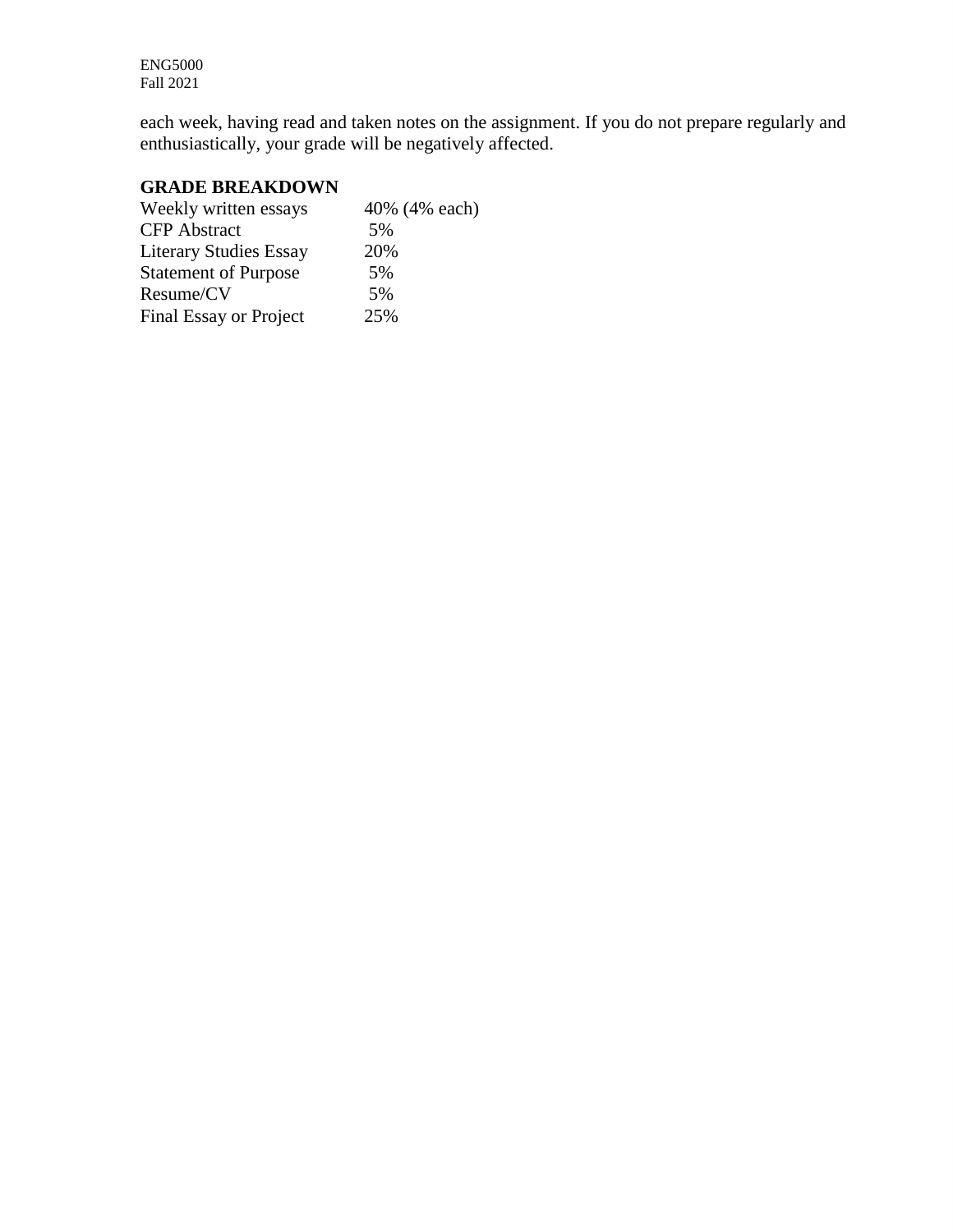each week, having read and taken notes on the assignment. If you do not prepare regularly and enthusiastically, your grade will be negatively affected.

**GRADE BREAKDOWN**

| | |
|---|---|
| Weekly written essays | 40% (4% each) |
| CFP Abstract | 5% |
| Literary Studies Essay | 20% |
| Statement of Purpose | 5% |
| Resume/CV | 5% |
| Final Essay or Project | 25% |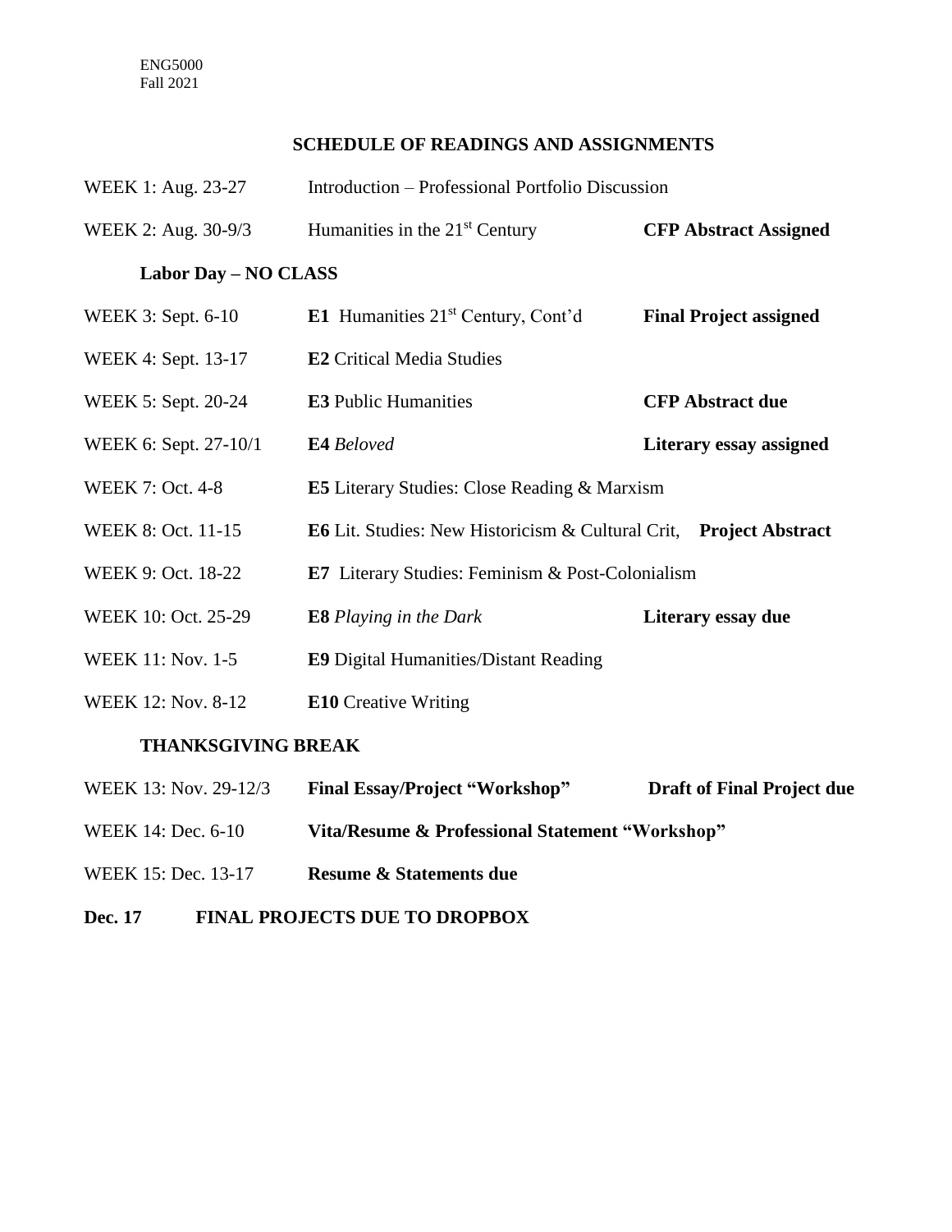ENG5000
Fall 2021

## SCHEDULE OF READINGS AND ASSIGNMENTS

| | | |
|---|---|---|
| WEEK 1: Aug. 23-27 | Introduction – Professional Portfolio Discussion | |
| WEEK 2: Aug. 30-9/3 | Humanities in the 21st Century | **CFP Abstract Assigned** |
| **Labor Day – NO CLASS** | | |
| WEEK 3: Sept. 6-10 | **E1** Humanities 21st Century, Cont'd | **Final Project assigned** |
| WEEK 4: Sept. 13-17 | **E2** Critical Media Studies | |
| WEEK 5: Sept. 20-24 | **E3** Public Humanities | **CFP Abstract due** |
| WEEK 6: Sept. 27-10/1 | **E4** *Beloved* | **Literary essay assigned** |
| WEEK 7: Oct. 4-8 | **E5** Literary Studies: Close Reading & Marxism | |
| WEEK 8: Oct. 11-15 | **E6** Lit. Studies: New Historicism & Cultural Crit, | **Project Abstract** |
| WEEK 9: Oct. 18-22 | **E7** Literary Studies: Feminism & Post-Colonialism | |
| WEEK 10: Oct. 25-29 | **E8** *Playing in the Dark* | **Literary essay due** |
| WEEK 11: Nov. 1-5 | **E9** Digital Humanities/Distant Reading | |
| WEEK 12: Nov. 8-12 | **E10** Creative Writing | |
| **THANKSGIVING BREAK** | | |
| WEEK 13: Nov. 29-12/3 | **Final Essay/Project "Workshop"** | **Draft of Final Project due** |
| WEEK 14: Dec. 6-10 | **Vita/Resume & Professional Statement "Workshop"** | |
| WEEK 15: Dec. 13-17 | **Resume & Statements due** | |

**Dec. 17 FINAL PROJECTS DUE TO DROPBOX**